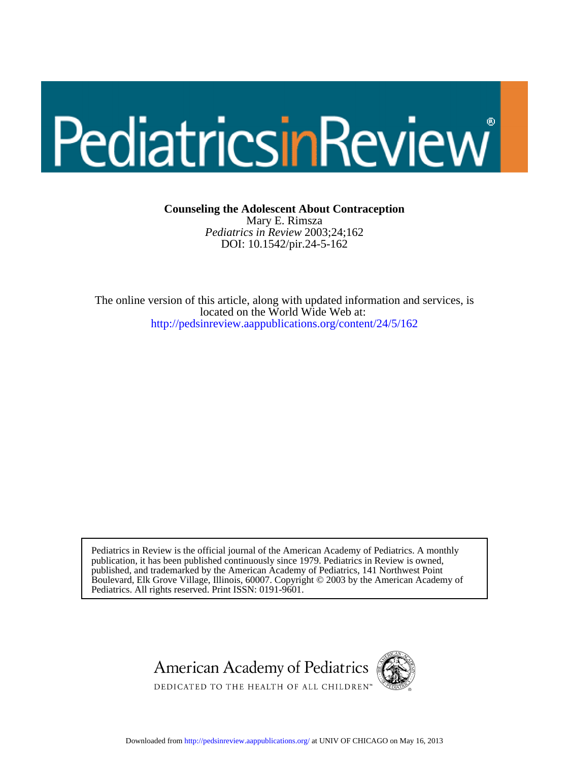# Counseling the Adolescent About Contraception

Mary E. Rimsza

*Pediatrics in Review* 2003;24;162

DOI: 10.1542/pir.24-5-162

The online version of this article, along with updated information and services, is located on the World Wide Web at:

http://pedsinreview.aappublications.org/content/24/5/162

Pediatrics in Review is the official journal of the American Academy of Pediatrics. A monthly publication, it has been published continuously since 1979. Pediatrics in Review is owned, published, and trademarked by the American Academy of Pediatrics, 141 Northwest Point Boulevard, Elk Grove Village, Illinois, 60007. Copyright © 2003 by the American Academy of Pediatrics. All rights reserved. Print ISSN: 0191-9601.

American Academy of Pediatrics

DEDICATED TO THE HEALTH OF ALL CHILDREN™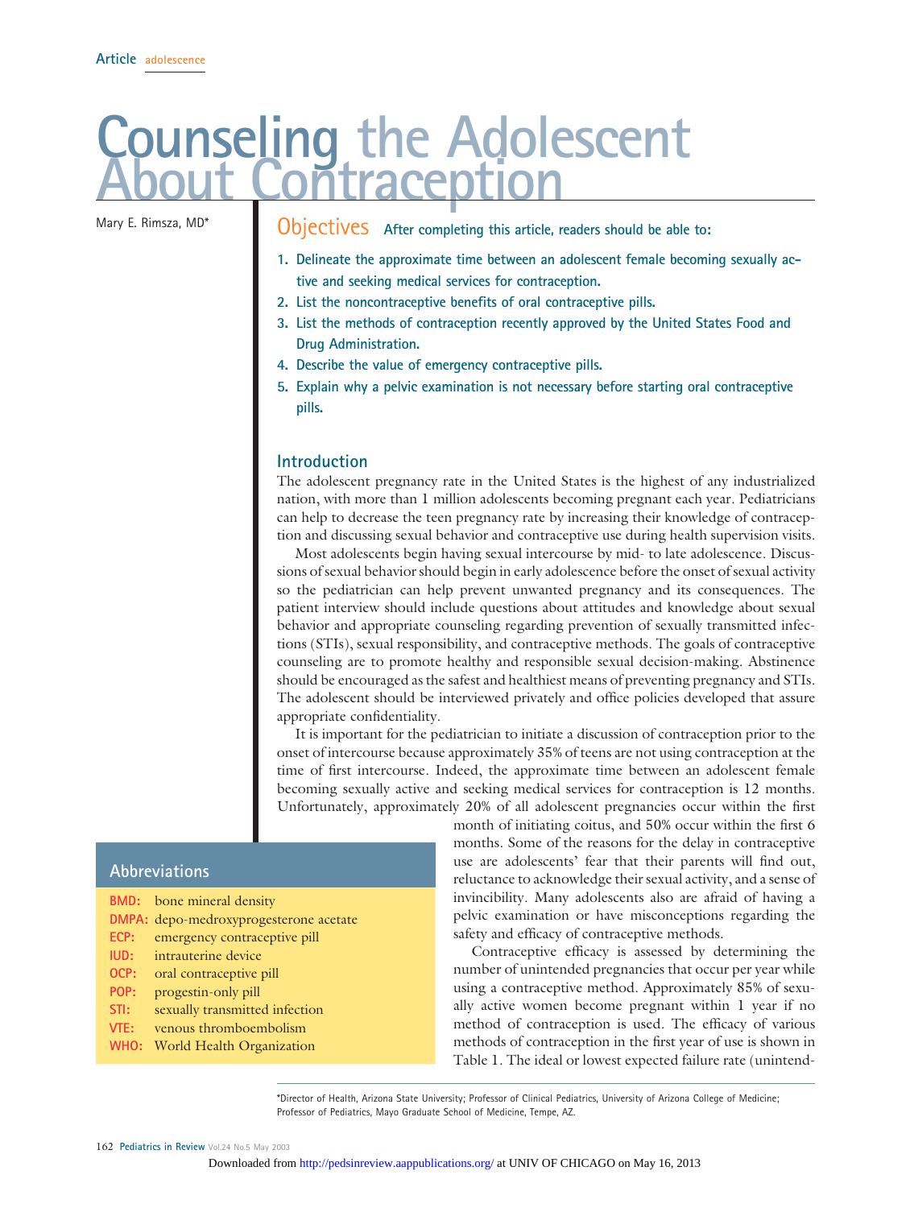Article adolescence

# Counseling the Adolescent About Contraception

Mary E. Rimsza, MD*

## Objectives

After completing this article, readers should be able to:

1. Delineate the approximate time between an adolescent female becoming sexually active and seeking medical services for contraception.
2. List the noncontraceptive benefits of oral contraceptive pills.
3. List the methods of contraception recently approved by the United States Food and Drug Administration.
4. Describe the value of emergency contraceptive pills.
5. Explain why a pelvic examination is not necessary before starting oral contraceptive pills.

## Introduction

The adolescent pregnancy rate in the United States is the highest of any industrialized nation, with more than 1 million adolescents becoming pregnant each year. Pediatricians can help to decrease the teen pregnancy rate by increasing their knowledge of contraception and discussing sexual behavior and contraceptive use during health supervision visits.

Most adolescents begin having sexual intercourse by mid- to late adolescence. Discussions of sexual behavior should begin in early adolescence before the onset of sexual activity so the pediatrician can help prevent unwanted pregnancy and its consequences. The patient interview should include questions about attitudes and knowledge about sexual behavior and appropriate counseling regarding prevention of sexually transmitted infections (STIs), sexual responsibility, and contraceptive methods. The goals of contraceptive counseling are to promote healthy and responsible sexual decision-making. Abstinence should be encouraged as the safest and healthiest means of preventing pregnancy and STIs. The adolescent should be interviewed privately and office policies developed that assure appropriate confidentiality.

It is important for the pediatrician to initiate a discussion of contraception prior to the onset of intercourse because approximately 35% of teens are not using contraception at the time of first intercourse. Indeed, the approximate time between an adolescent female becoming sexually active and seeking medical services for contraception is 12 months. Unfortunately, approximately 20% of all adolescent pregnancies occur within the first month of initiating coitus, and 50% occur within the first 6 months. Some of the reasons for the delay in contraceptive use are adolescents' fear that their parents will find out, reluctance to acknowledge their sexual activity, and a sense of invincibility. Many adolescents also are afraid of having a pelvic examination or have misconceptions regarding the safety and efficacy of contraceptive methods.

Contraceptive efficacy is assessed by determining the number of unintended pregnancies that occur per year while using a contraceptive method. Approximately 85% of sexually active women become pregnant within 1 year if no method of contraception is used. The efficacy of various methods of contraception in the first year of use is shown in Table 1. The ideal or lowest expected failure rate (unintend-

### Abbreviations

| | |
|---|---|
| BMD: | bone mineral density |
| DMPA: | depo-medroxyprogesterone acetate |
| ECP: | emergency contraceptive pill |
| IUD: | intrauterine device |
| OCP: | oral contraceptive pill |
| POP: | progestin-only pill |
| STI: | sexually transmitted infection |
| VTE: | venous thromboembolism |
| WHO: | World Health Organization |

*Director of Health, Arizona State University; Professor of Clinical Pediatrics, University of Arizona College of Medicine; Professor of Pediatrics, Mayo Graduate School of Medicine, Tempe, AZ.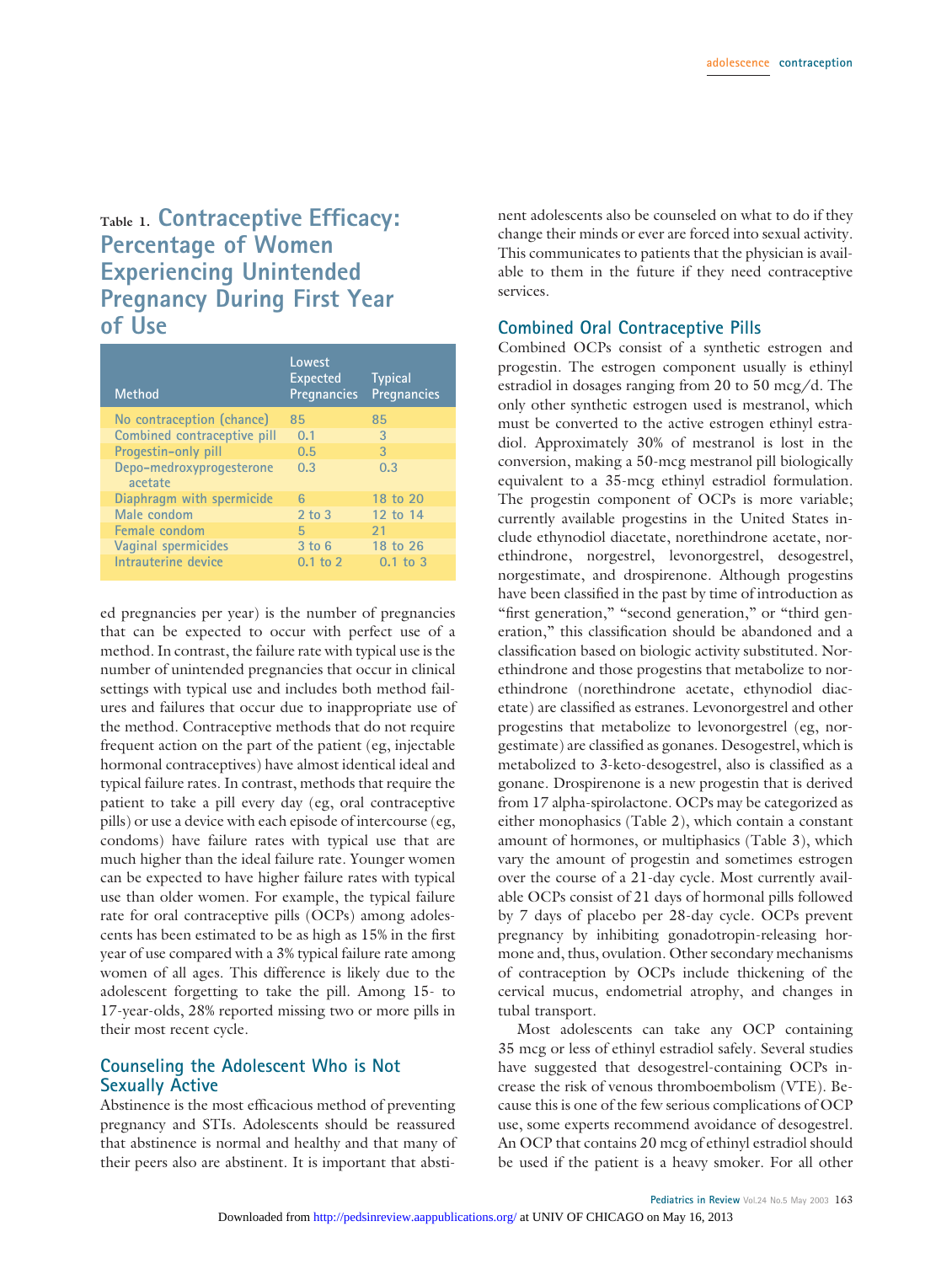### Table 1. Contraceptive Efficacy: Percentage of Women Experiencing Unintended Pregnancy During First Year of Use

| Method | Lowest Expected Pregnancies | Typical Pregnancies |
|---|---|---|
| No contraception (chance) | 85 | 85 |
| Combined contraceptive pill | 0.1 | 3 |
| Progestin-only pill | 0.5 | 3 |
| Depo-medroxyprogesterone acetate | 0.3 | 0.3 |
| Diaphragm with spermicide | 6 | 18 to 20 |
| Male condom | 2 to 3 | 12 to 14 |
| Female condom | 5 | 21 |
| Vaginal spermicides | 3 to 6 | 18 to 26 |
| Intrauterine device | 0.1 to 2 | 0.1 to 3 |

ed pregnancies per year) is the number of pregnancies that can be expected to occur with perfect use of a method. In contrast, the failure rate with typical use is the number of unintended pregnancies that occur in clinical settings with typical use and includes both method failures and failures that occur due to inappropriate use of the method. Contraceptive methods that do not require frequent action on the part of the patient (eg, injectable hormonal contraceptives) have almost identical ideal and typical failure rates. In contrast, methods that require the patient to take a pill every day (eg, oral contraceptive pills) or use a device with each episode of intercourse (eg, condoms) have failure rates with typical use that are much higher than the ideal failure rate. Younger women can be expected to have higher failure rates with typical use than older women. For example, the typical failure rate for oral contraceptive pills (OCPs) among adolescents has been estimated to be as high as 15% in the first year of use compared with a 3% typical failure rate among women of all ages. This difference is likely due to the adolescent forgetting to take the pill. Among 15- to 17-year-olds, 28% reported missing two or more pills in their most recent cycle.

## Counseling the Adolescent Who is Not Sexually Active

Abstinence is the most efficacious method of preventing pregnancy and STIs. Adolescents should be reassured that abstinence is normal and healthy and that many of their peers also are abstinent. It is important that abstinent adolescents also be counseled on what to do if they change their minds or ever are forced into sexual activity. This communicates to patients that the physician is available to them in the future if they need contraceptive services.

## Combined Oral Contraceptive Pills

Combined OCPs consist of a synthetic estrogen and progestin. The estrogen component usually is ethinyl estradiol in dosages ranging from 20 to 50 mcg/d. The only other synthetic estrogen used is mestranol, which must be converted to the active estrogen ethinyl estradiol. Approximately 30% of mestranol is lost in the conversion, making a 50-mcg mestranol pill biologically equivalent to a 35-mcg ethinyl estradiol formulation. The progestin component of OCPs is more variable; currently available progestins in the United States include ethynodiol diacetate, norethindrone acetate, norethindrone, norgestrel, levonorgestrel, desogestrel, norgestimate, and drospirenone. Although progestins have been classified in the past by time of introduction as "first generation," "second generation," or "third generation," this classification should be abandoned and a classification based on biologic activity substituted. Norethindrone and those progestins that metabolize to norethindrone (norethindrone acetate, ethynodiol diacetate) are classified as estranes. Levonorgestrel and other progestins that metabolize to levonorgestrel (eg, norgestimate) are classified as gonanes. Desogestrel, which is metabolized to 3-keto-desogestrel, also is classified as a gonane. Drospirenone is a new progestin that is derived from 17 alpha-spirolactone. OCPs may be categorized as either monophasics (Table 2), which contain a constant amount of hormones, or multiphasics (Table 3), which vary the amount of progestin and sometimes estrogen over the course of a 21-day cycle. Most currently available OCPs consist of 21 days of hormonal pills followed by 7 days of placebo per 28-day cycle. OCPs prevent pregnancy by inhibiting gonadotropin-releasing hormone and, thus, ovulation. Other secondary mechanisms of contraception by OCPs include thickening of the cervical mucus, endometrial atrophy, and changes in tubal transport.

Most adolescents can take any OCP containing 35 mcg or less of ethinyl estradiol safely. Several studies have suggested that desogestrel-containing OCPs increase the risk of venous thromboembolism (VTE). Because this is one of the few serious complications of OCP use, some experts recommend avoidance of desogestrel. An OCP that contains 20 mcg of ethinyl estradiol should be used if the patient is a heavy smoker. For all other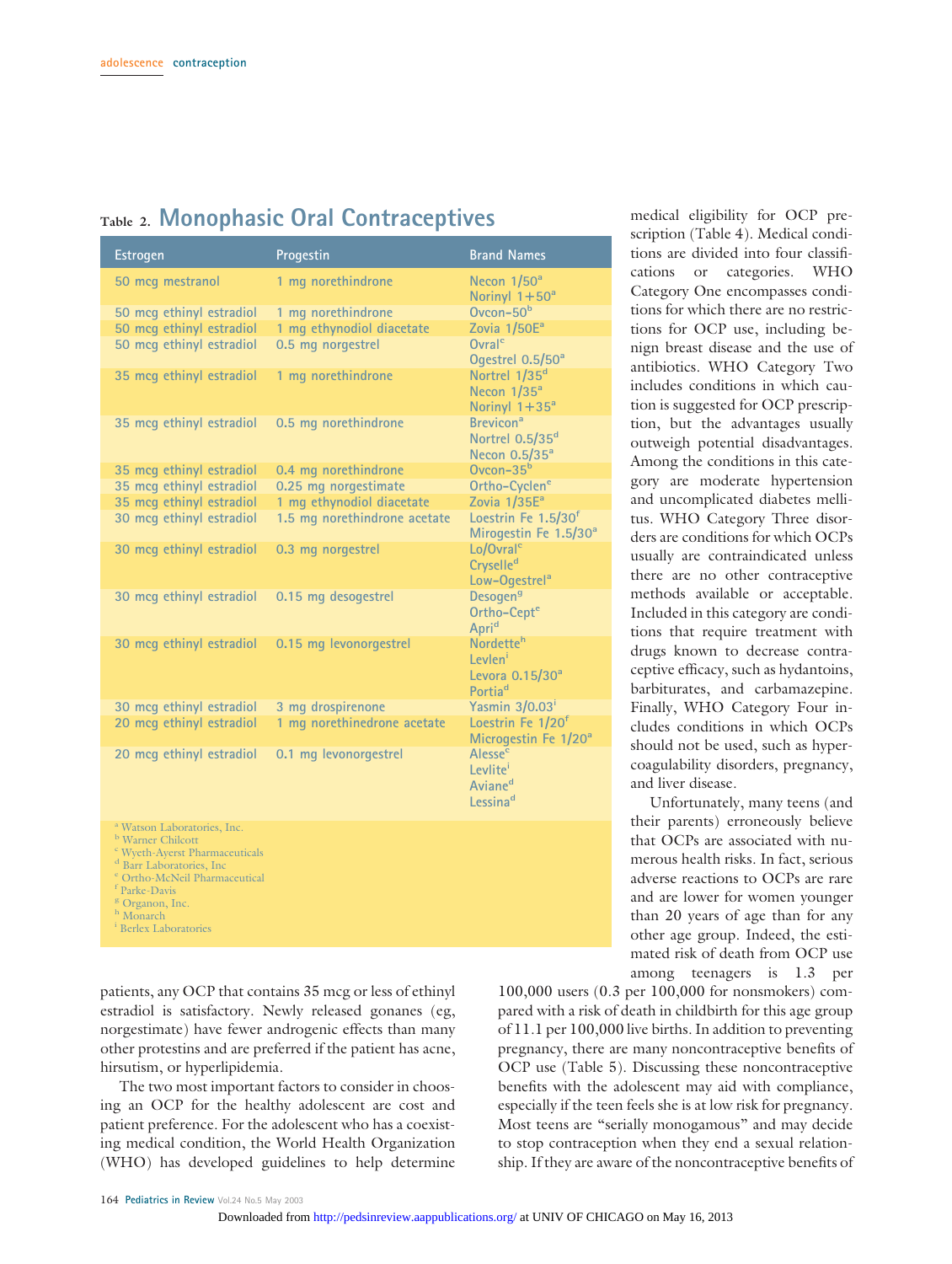## Table 2. Monophasic Oral Contraceptives

| Estrogen | Progestin | Brand Names |
|---|---|---|
| 50 mcg mestranol | 1 mg norethindrone | Necon 1/50[a] Norinyl 1+50[a] |
| 50 mcg ethinyl estradiol | 1 mg norethindrone | Ovcon-50[b] |
| 50 mcg ethinyl estradiol | 1 mg ethynodiol diacetate | Zovia 1/50E[a] |
| 50 mcg ethinyl estradiol | 0.5 mg norgestrel | Ovral[c] Ogestrel 0.5/50[a] |
| 35 mcg ethinyl estradiol | 1 mg norethindrone | Nortrel 1/35[d] Necon 1/35[a] Norinyl 1+35[a] |
| 35 mcg ethinyl estradiol | 0.5 mg norethindrone | Brevicon[a] Nortrel 0.5/35[d] Necon 0.5/35[a] |
| 35 mcg ethinyl estradiol | 0.4 mg norethindrone | Ovcon-35[b] |
| 35 mcg ethinyl estradiol | 0.25 mg norgestimate | Ortho-Cyclen[e] |
| 35 mcg ethinyl estradiol | 1 mg ethynodiol diacetate | Zovia 1/35E[a] |
| 30 mcg ethinyl estradiol | 1.5 mg norethindrone acetate | Loestrin Fe 1.5/30[f] Mirogestin Fe 1.5/30[a] |
| 30 mcg ethinyl estradiol | 0.3 mg norgestrel | Lo/Ovral[c] Cryselle[d] Low-Ogestrel[a] |
| 30 mcg ethinyl estradiol | 0.15 mg desogestrel | Desogen[g] Ortho-Cept[e] Apri[d] |
| 30 mcg ethinyl estradiol | 0.15 mg levonorgestrel | Nordette[h] Levlen[i] Levora 0.15/30[a] Portia[d] |
| 30 mcg ethinyl estradiol | 3 mg drospirenone | Yasmin 3/0.03[i] |
| 20 mcg ethinyl estradiol | 1 mg norethinedrone acetate | Loestrin Fe 1/20[f] Microgestin Fe 1/20[a] |
| 20 mcg ethinyl estradiol | 0.1 mg levonorgestrel | Alesse[c] Levlite[i] Aviane[d] Lessina[d] |

[a] Watson Laboratories, Inc.
[b] Warner Chilcott
[c] Wyeth-Ayerst Pharmaceuticals
[d] Barr Laboratories, Inc
[e] Ortho-McNeil Pharmaceutical
[f] Parke-Davis
[g] Organon, Inc.
[h] Monarch
[i] Berlex Laboratories

patients, any OCP that contains 35 mcg or less of ethinyl estradiol is satisfactory. Newly released gonanes (eg, norgestimate) have fewer androgenic effects than many other protestins and are preferred if the patient has acne, hirsutism, or hyperlipidemia.

The two most important factors to consider in choosing an OCP for the healthy adolescent are cost and patient preference. For the adolescent who has a coexisting medical condition, the World Health Organization (WHO) has developed guidelines to help determine medical eligibility for OCP prescription (Table 4). Medical conditions are divided into four classifications or categories. WHO Category One encompasses conditions for which there are no restrictions for OCP use, including benign breast disease and the use of antibiotics. WHO Category Two includes conditions in which caution is suggested for OCP prescription, but the advantages usually outweigh potential disadvantages. Among the conditions in this category are moderate hypertension and uncomplicated diabetes mellitus. WHO Category Three disorders are conditions for which OCPs usually are contraindicated unless there are no other contraceptive methods available or acceptable. Included in this category are conditions that require treatment with drugs known to decrease contraceptive efficacy, such as hydantoins, barbiturates, and carbamazepine. Finally, WHO Category Four includes conditions in which OCPs should not be used, such as hypercoagulability disorders, pregnancy, and liver disease.

Unfortunately, many teens (and their parents) erroneously believe that OCPs are associated with numerous health risks. In fact, serious adverse reactions to OCPs are rare and are lower for women younger than 20 years of age than for any other age group. Indeed, the estimated risk of death from OCP use among teenagers is 1.3 per 100,000 users (0.3 per 100,000 for nonsmokers) compared with a risk of death in childbirth for this age group of 11.1 per 100,000 live births. In addition to preventing pregnancy, there are many noncontraceptive benefits of OCP use (Table 5). Discussing these noncontraceptive benefits with the adolescent may aid with compliance, especially if the teen feels she is at low risk for pregnancy. Most teens are "serially monogamous" and may decide to stop contraception when they end a sexual relationship. If they are aware of the noncontraceptive benefits of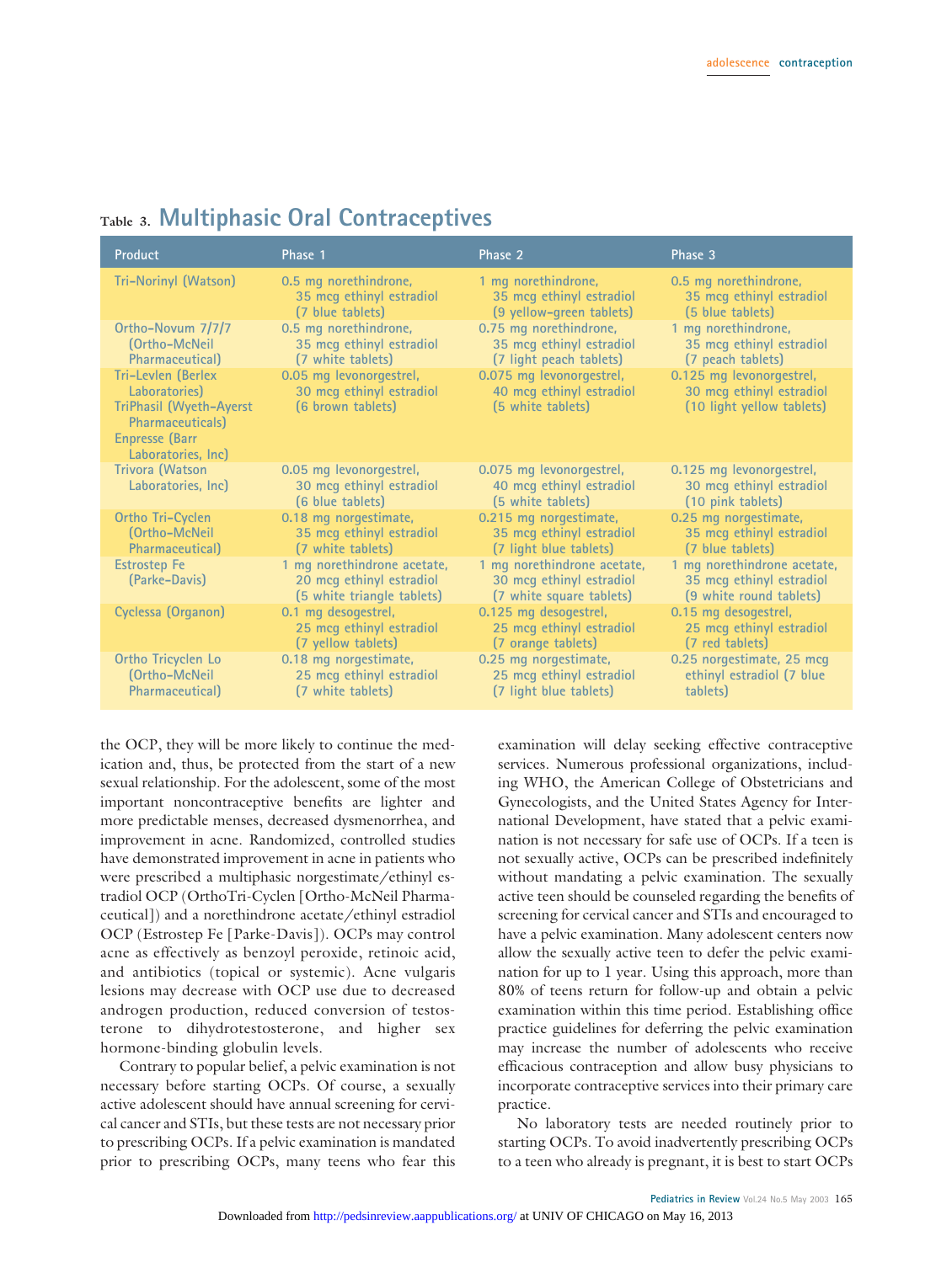## Table 3. Multiphasic Oral Contraceptives

| Product | Phase 1 | Phase 2 | Phase 3 |
|---|---|---|---|
| Tri-Norinyl (Watson) | 0.5 mg norethindrone, 35 mcg ethinyl estradiol (7 blue tablets) | 1 mg norethindrone, 35 mcg ethinyl estradiol (9 yellow-green tablets) | 0.5 mg norethindrone, 35 mcg ethinyl estradiol (5 blue tablets) |
| Ortho-Novum 7/7/7 (Ortho-McNeil Pharmaceutical) | 0.5 mg norethindrone, 35 mcg ethinyl estradiol (7 white tablets) | 0.75 mg norethindrone, 35 mcg ethinyl estradiol (7 light peach tablets) | 1 mg norethindrone, 35 mcg ethinyl estradiol (7 peach tablets) |
| Tri-Levlen (Berlex Laboratories) TriPhasil (Wyeth-Ayerst Pharmaceuticals) Enpresse (Barr Laboratories, Inc) | 0.05 mg levonorgestrel, 30 mcg ethinyl estradiol (6 brown tablets) | 0.075 mg levonorgestrel, 40 mcg ethinyl estradiol (5 white tablets) | 0.125 mg levonorgestrel, 30 mcg ethinyl estradiol (10 light yellow tablets) |
| Trivora (Watson Laboratories, Inc) | 0.05 mg levonorgestrel, 30 mcg ethinyl estradiol (6 blue tablets) | 0.075 mg levonorgestrel, 40 mcg ethinyl estradiol (5 white tablets) | 0.125 mg levonorgestrel, 30 mcg ethinyl estradiol (10 pink tablets) |
| Ortho Tri-Cyclen (Ortho-McNeil Pharmaceutical) | 0.18 mg norgestimate, 35 mcg ethinyl estradiol (7 white tablets) | 0.215 mg norgestimate, 35 mcg ethinyl estradiol (7 light blue tablets) | 0.25 mg norgestimate, 35 mcg ethinyl estradiol (7 blue tablets) |
| Estrostep Fe (Parke-Davis) | 1 mg norethindrone acetate, 20 mcg ethinyl estradiol (5 white triangle tablets) | 1 mg norethindrone acetate, 30 mcg ethinyl estradiol (7 white square tablets) | 1 mg norethindrone acetate, 35 mcg ethinyl estradiol (9 white round tablets) |
| Cyclessa (Organon) | 0.1 mg desogestrel, 25 mcg ethinyl estradiol (7 yellow tablets) | 0.125 mg desogestrel, 25 mcg ethinyl estradiol (7 orange tablets) | 0.15 mg desogestrel, 25 mcg ethinyl estradiol (7 red tablets) |
| Ortho Tricyclen Lo (Ortho-McNeil Pharmaceutical) | 0.18 mg norgestimate, 25 mcg ethinyl estradiol (7 white tablets) | 0.25 mg norgestimate, 25 mcg ethinyl estradiol (7 light blue tablets) | 0.25 norgestimate, 25 mcg ethinyl estradiol (7 blue tablets) |

the OCP, they will be more likely to continue the medication and, thus, be protected from the start of a new sexual relationship. For the adolescent, some of the most important noncontraceptive benefits are lighter and more predictable menses, decreased dysmenorrhea, and improvement in acne. Randomized, controlled studies have demonstrated improvement in acne in patients who were prescribed a multiphasic norgestimate/ethinyl estradiol OCP (OrthoTri-Cyclen [Ortho-McNeil Pharmaceutical]) and a norethindrone acetate/ethinyl estradiol OCP (Estrostep Fe [Parke-Davis]). OCPs may control acne as effectively as benzoyl peroxide, retinoic acid, and antibiotics (topical or systemic). Acne vulgaris lesions may decrease with OCP use due to decreased androgen production, reduced conversion of testosterone to dihydrotestosterone, and higher sex hormone-binding globulin levels.

Contrary to popular belief, a pelvic examination is not necessary before starting OCPs. Of course, a sexually active adolescent should have annual screening for cervical cancer and STIs, but these tests are not necessary prior to prescribing OCPs. If a pelvic examination is mandated prior to prescribing OCPs, many teens who fear this examination will delay seeking effective contraceptive services. Numerous professional organizations, including WHO, the American College of Obstetricians and Gynecologists, and the United States Agency for International Development, have stated that a pelvic examination is not necessary for safe use of OCPs. If a teen is not sexually active, OCPs can be prescribed indefinitely without mandating a pelvic examination. The sexually active teen should be counseled regarding the benefits of screening for cervical cancer and STIs and encouraged to have a pelvic examination. Many adolescent centers now allow the sexually active teen to defer the pelvic examination for up to 1 year. Using this approach, more than 80% of teens return for follow-up and obtain a pelvic examination within this time period. Establishing office practice guidelines for deferring the pelvic examination may increase the number of adolescents who receive efficacious contraception and allow busy physicians to incorporate contraceptive services into their primary care practice.

No laboratory tests are needed routinely prior to starting OCPs. To avoid inadvertently prescribing OCPs to a teen who already is pregnant, it is best to start OCPs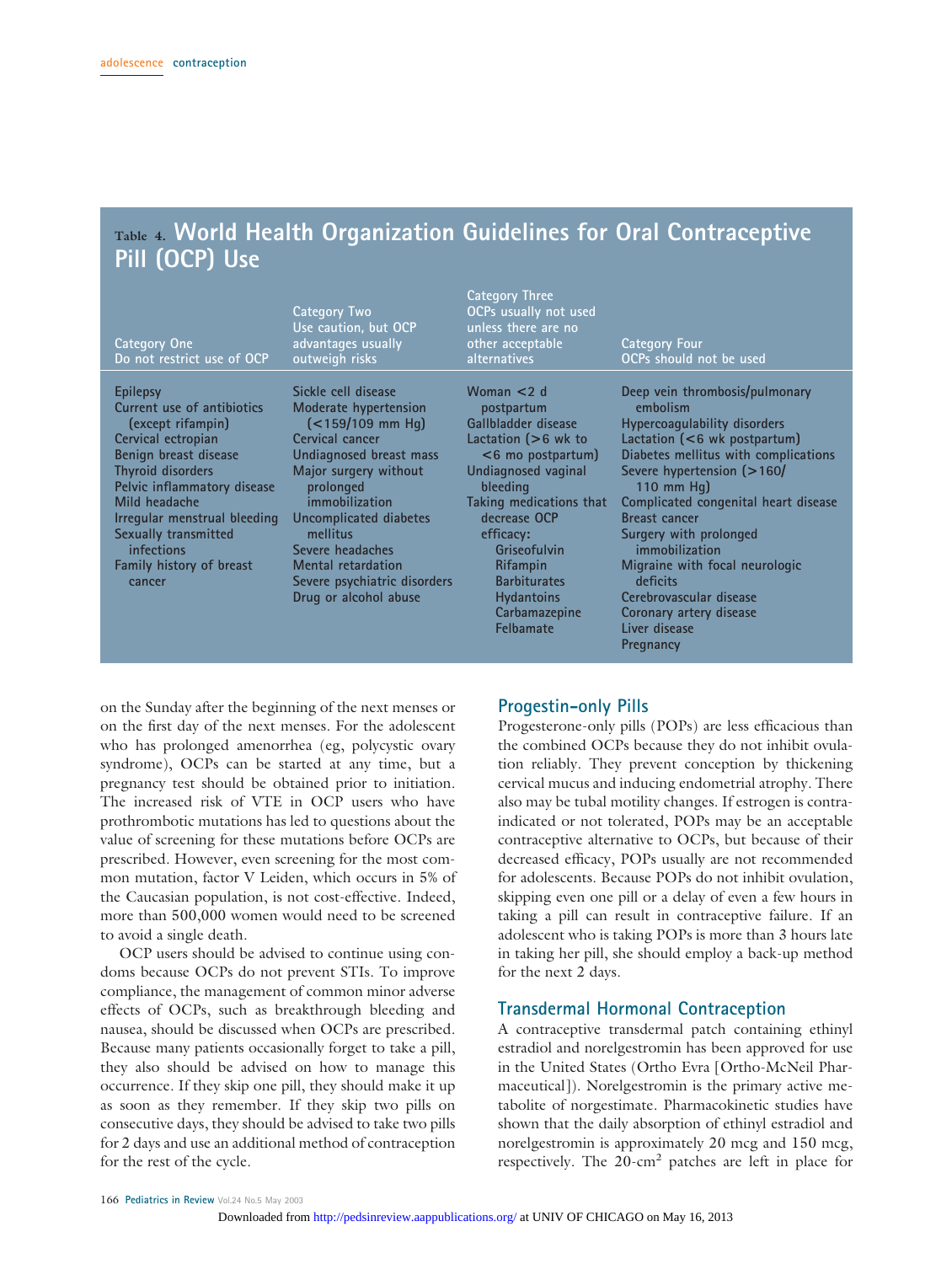**Table 4. World Health Organization Guidelines for Oral Contraceptive Pill (OCP) Use**

| Category One<br>Do not restrict use of OCP | Category Two<br>Use caution, but OCP advantages usually outweigh risks | Category Three<br>OCPs usually not used unless there are no other acceptable alternatives | Category Four<br>OCPs should not be used |
|---|---|---|---|
| Epilepsy | Sickle cell disease | Woman <2 d postpartum | Deep vein thrombosis/pulmonary embolism |
| Current use of antibiotics (except rifampin) | Moderate hypertension (<159/109 mm Hg) | Gallbladder disease | Hypercoagulability disorders |
| Cervical ectropian | Cervical cancer | Lactation (>6 wk to <6 mo postpartum) | Lactation (<6 wk postpartum) |
| Benign breast disease | Undiagnosed breast mass | Undiagnosed vaginal bleeding | Diabetes mellitus with complications |
| Thyroid disorders | Major surgery without prolonged immobilization | Taking medications that decrease OCP efficacy: | Severe hypertension (>160/110 mm Hg) |
| Pelvic inflammatory disease | Uncomplicated diabetes mellitus | Griseofulvin | Complicated congenital heart disease |
| Mild headache | Severe headaches | Rifampin | Breast cancer |
| Irregular menstrual bleeding | Mental retardation | Barbiturates | Surgery with prolonged immobilization |
| Sexually transmitted infections | Severe psychiatric disorders | Hydantoins | Migraine with focal neurologic deficits |
| Family history of breast cancer | Drug or alcohol abuse | Carbamazepine | Cerebrovascular disease |
| | | Felbamate | Coronary artery disease |
| | | | Liver disease |
| | | | Pregnancy |

on the Sunday after the beginning of the next menses or on the first day of the next menses. For the adolescent who has prolonged amenorrhea (eg, polycystic ovary syndrome), OCPs can be started at any time, but a pregnancy test should be obtained prior to initiation. The increased risk of VTE in OCP users who have prothrombotic mutations has led to questions about the value of screening for these mutations before OCPs are prescribed. However, even screening for the most common mutation, factor V Leiden, which occurs in 5% of the Caucasian population, is not cost-effective. Indeed, more than 500,000 women would need to be screened to avoid a single death.

OCP users should be advised to continue using condoms because OCPs do not prevent STIs. To improve compliance, the management of common minor adverse effects of OCPs, such as breakthrough bleeding and nausea, should be discussed when OCPs are prescribed. Because many patients occasionally forget to take a pill, they also should be advised on how to manage this occurrence. If they skip one pill, they should make it up as soon as they remember. If they skip two pills on consecutive days, they should be advised to take two pills for 2 days and use an additional method of contraception for the rest of the cycle.

## Progestin-only Pills

Progesterone-only pills (POPs) are less efficacious than the combined OCPs because they do not inhibit ovulation reliably. They prevent conception by thickening cervical mucus and inducing endometrial atrophy. There also may be tubal motility changes. If estrogen is contraindicated or not tolerated, POPs may be an acceptable contraceptive alternative to OCPs, but because of their decreased efficacy, POPs usually are not recommended for adolescents. Because POPs do not inhibit ovulation, skipping even one pill or a delay of even a few hours in taking a pill can result in contraceptive failure. If an adolescent who is taking POPs is more than 3 hours late in taking her pill, she should employ a back-up method for the next 2 days.

## Transdermal Hormonal Contraception

A contraceptive transdermal patch containing ethinyl estradiol and norelgestromin has been approved for use in the United States (Ortho Evra [Ortho-McNeil Pharmaceutical]). Norelgestromin is the primary active metabolite of norgestimate. Pharmacokinetic studies have shown that the daily absorption of ethinyl estradiol and norelgestromin is approximately 20 mcg and 150 mcg, respectively. The 20-$cm^2$ patches are left in place for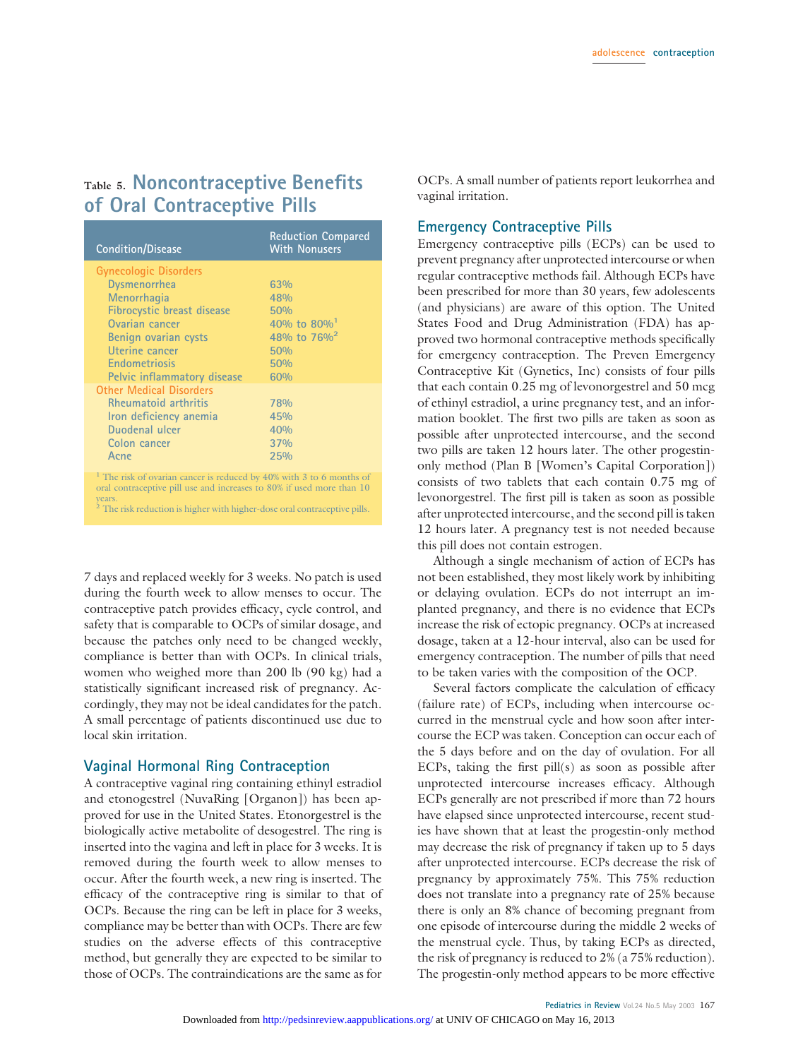## Table 5. Noncontraceptive Benefits of Oral Contraceptive Pills

| Condition/Disease | Reduction Compared With Nonusers |
|---|---|
| **Gynecologic Disorders** | |
| Dysmenorrhea | 63% |
| Menorrhagia | 48% |
| Fibrocystic breast disease | 50% |
| Ovarian cancer | 40% to 80%[1] |
| Benign ovarian cysts | 48% to 76%[2] |
| Uterine cancer | 50% |
| Endometriosis | 50% |
| Pelvic inflammatory disease | 60% |
| **Other Medical Disorders** | |
| Rheumatoid arthritis | 78% |
| Iron deficiency anemia | 45% |
| Duodenal ulcer | 40% |
| Colon cancer | 37% |
| Acne | 25% |

[1] The risk of ovarian cancer is reduced by 40% with 3 to 6 months of oral contraceptive pill use and increases to 80% if used more than 10 years.
[2] The risk reduction is higher with higher-dose oral contraceptive pills.

7 days and replaced weekly for 3 weeks. No patch is used during the fourth week to allow menses to occur. The contraceptive patch provides efficacy, cycle control, and safety that is comparable to OCPs of similar dosage, and because the patches only need to be changed weekly, compliance is better than with OCPs. In clinical trials, women who weighed more than 200 lb (90 kg) had a statistically significant increased risk of pregnancy. Accordingly, they may not be ideal candidates for the patch. A small percentage of patients discontinued use due to local skin irritation.

## Vaginal Hormonal Ring Contraception

A contraceptive vaginal ring containing ethinyl estradiol and etonogestrel (NuvaRing [Organon]) has been approved for use in the United States. Etonorgestrel is the biologically active metabolite of desogestrel. The ring is inserted into the vagina and left in place for 3 weeks. It is removed during the fourth week to allow menses to occur. After the fourth week, a new ring is inserted. The efficacy of the contraceptive ring is similar to that of OCPs. Because the ring can be left in place for 3 weeks, compliance may be better than with OCPs. There are few studies on the adverse effects of this contraceptive method, but generally they are expected to be similar to those of OCPs. The contraindications are the same as for OCPs. A small number of patients report leukorrhea and vaginal irritation.

## Emergency Contraceptive Pills

Emergency contraceptive pills (ECPs) can be used to prevent pregnancy after unprotected intercourse or when regular contraceptive methods fail. Although ECPs have been prescribed for more than 30 years, few adolescents (and physicians) are aware of this option. The United States Food and Drug Administration (FDA) has approved two hormonal contraceptive methods specifically for emergency contraception. The Preven Emergency Contraceptive Kit (Gynetics, Inc) consists of four pills that each contain 0.25 mg of levonorgestrel and 50 mcg of ethinyl estradiol, a urine pregnancy test, and an information booklet. The first two pills are taken as soon as possible after unprotected intercourse, and the second two pills are taken 12 hours later. The other progestin-only method (Plan B [Women's Capital Corporation]) consists of two tablets that each contain 0.75 mg of levonorgestrel. The first pill is taken as soon as possible after unprotected intercourse, and the second pill is taken 12 hours later. A pregnancy test is not needed because this pill does not contain estrogen.

Although a single mechanism of action of ECPs has not been established, they most likely work by inhibiting or delaying ovulation. ECPs do not interrupt an implanted pregnancy, and there is no evidence that ECPs increase the risk of ectopic pregnancy. OCPs at increased dosage, taken at a 12-hour interval, also can be used for emergency contraception. The number of pills that need to be taken varies with the composition of the OCP.

Several factors complicate the calculation of efficacy (failure rate) of ECPs, including when intercourse occurred in the menstrual cycle and how soon after intercourse the ECP was taken. Conception can occur each of the 5 days before and on the day of ovulation. For all ECPs, taking the first pill(s) as soon as possible after unprotected intercourse increases efficacy. Although ECPs generally are not prescribed if more than 72 hours have elapsed since unprotected intercourse, recent studies have shown that at least the progestin-only method may decrease the risk of pregnancy if taken up to 5 days after unprotected intercourse. ECPs decrease the risk of pregnancy by approximately 75%. This 75% reduction does not translate into a pregnancy rate of 25% because there is only an 8% chance of becoming pregnant from one episode of intercourse during the middle 2 weeks of the menstrual cycle. Thus, by taking ECPs as directed, the risk of pregnancy is reduced to 2% (a 75% reduction). The progestin-only method appears to be more effective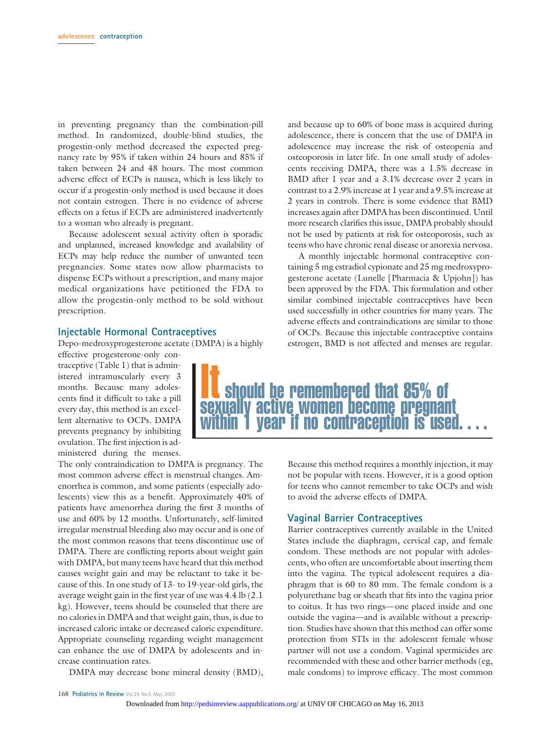in preventing pregnancy than the combination-pill method. In randomized, double-blind studies, the progestin-only method decreased the expected pregnancy rate by 95% if taken within 24 hours and 85% if taken between 24 and 48 hours. The most common adverse effect of ECPs is nausea, which is less likely to occur if a progestin-only method is used because it does not contain estrogen. There is no evidence of adverse effects on a fetus if ECPs are administered inadvertently to a woman who already is pregnant.

Because adolescent sexual activity often is sporadic and unplanned, increased knowledge and availability of ECPs may help reduce the number of unwanted teen pregnancies. Some states now allow pharmacists to dispense ECPs without a prescription, and many major medical organizations have petitioned the FDA to allow the progestin-only method to be sold without prescription.

## Injectable Hormonal Contraceptives

Depo-medroxyprogesterone acetate (DMPA) is a highly effective progesterone-only contraceptive (Table 1) that is administered intramuscularly every 3 months. Because many adolescents find it difficult to take a pill every day, this method is an excellent alternative to OCPs. DMPA prevents pregnancy by inhibiting ovulation. The first injection is administered during the menses. The only contraindication to DMPA is pregnancy. The most common adverse effect is menstrual changes. Amenorrhea is common, and some patients (especially adolescents) view this as a benefit. Approximately 40% of patients have amenorrhea during the first 3 months of use and 60% by 12 months. Unfortunately, self-limited irregular menstrual bleeding also may occur and is one of the most common reasons that teens discontinue use of DMPA. There are conflicting reports about weight gain with DMPA, but many teens have heard that this method causes weight gain and may be reluctant to take it because of this. In one study of 13- to 19-year-old girls, the average weight gain in the first year of use was 4.4 lb (2.1 kg). However, teens should be counseled that there are no calories in DMPA and that weight gain, thus, is due to increased caloric intake or decreased caloric expenditure. Appropriate counseling regarding weight management can enhance the use of DMPA by adolescents and increase continuation rates.

DMPA may decrease bone mineral density (BMD), and because up to 60% of bone mass is acquired during adolescence, there is concern that the use of DMPA in adolescence may increase the risk of osteopenia and osteoporosis in later life. In one small study of adolescents receiving DMPA, there was a 1.5% decrease in BMD after 1 year and a 3.1% decrease over 2 years in contrast to a 2.9% increase at 1 year and a 9.5% increase at 2 years in controls. There is some evidence that BMD increases again after DMPA has been discontinued. Until more research clarifies this issue, DMPA probably should not be used by patients at risk for osteoporosis, such as teens who have chronic renal disease or anorexia nervosa.

A monthly injectable hormonal contraceptive containing 5 mg estradiol cypionate and 25 mg medroxyprogesterone acetate (Lunelle [Pharmacia & Upjohn]) has been approved by the FDA. This formulation and other similar combined injectable contraceptives have been used successfully in other countries for many years. The adverse effects and contraindications are similar to those of OCPs. Because this injectable contraceptive contains estrogen, BMD is not affected and menses are regular.

> **It should be remembered that 85% of sexually active women become pregnant within 1 year if no contraception is used. . . .**

Because this method requires a monthly injection, it may not be popular with teens. However, it is a good option for teens who cannot remember to take OCPs and wish to avoid the adverse effects of DMPA.

## Vaginal Barrier Contraceptives

Barrier contraceptives currently available in the United States include the diaphragm, cervical cap, and female condom. These methods are not popular with adolescents, who often are uncomfortable about inserting them into the vagina. The typical adolescent requires a diaphragm that is 60 to 80 mm. The female condom is a polyurethane bag or sheath that fits into the vagina prior to coitus. It has two rings—one placed inside and one outside the vagina—and is available without a prescription. Studies have shown that this method can offer some protection from STIs in the adolescent female whose partner will not use a condom. Vaginal spermicides are recommended with these and other barrier methods (eg, male condoms) to improve efficacy. The most common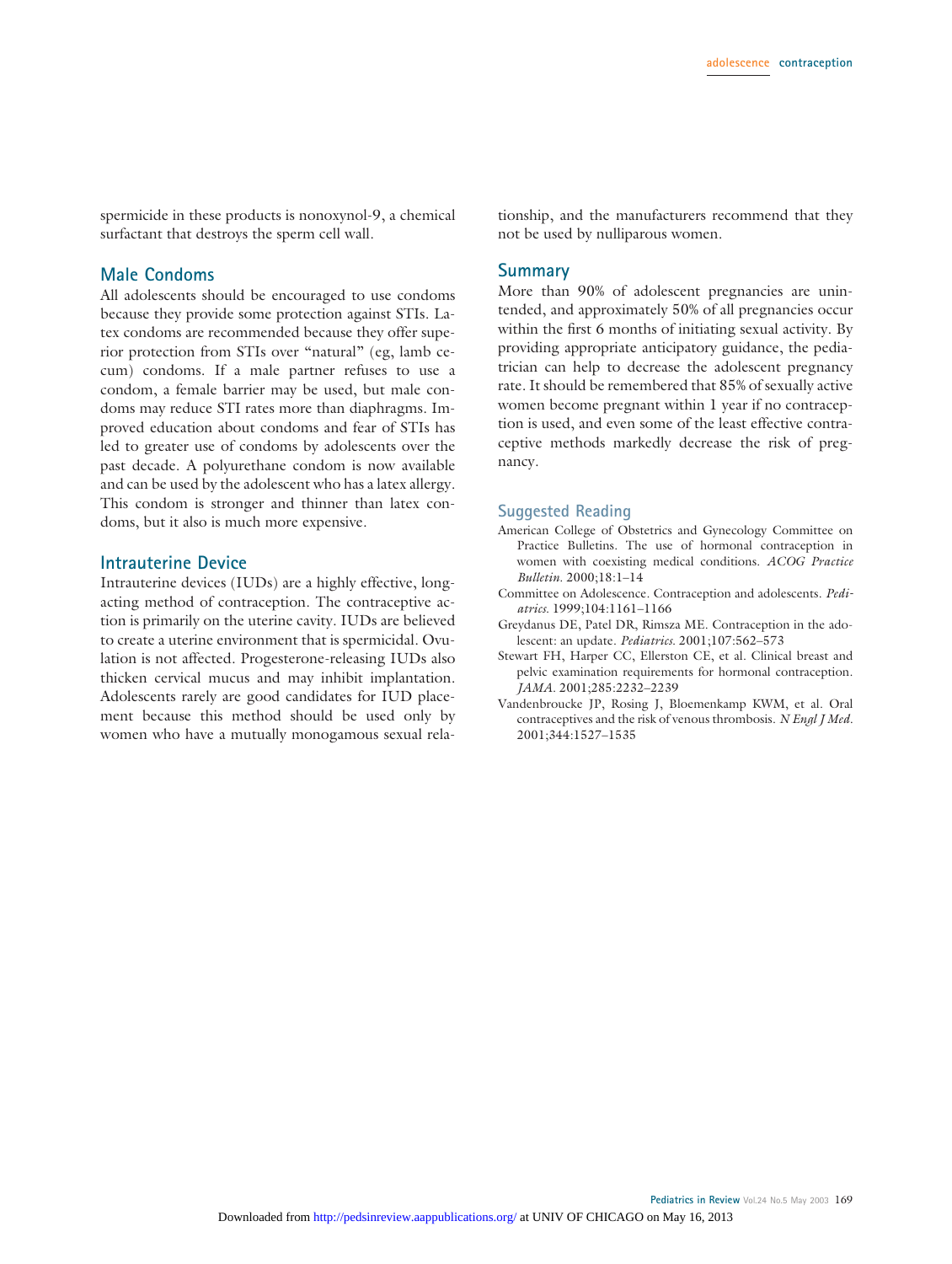spermicide in these products is nonoxynol-9, a chemical surfactant that destroys the sperm cell wall.

## Male Condoms

All adolescents should be encouraged to use condoms because they provide some protection against STIs. Latex condoms are recommended because they offer superior protection from STIs over "natural" (eg, lamb cecum) condoms. If a male partner refuses to use a condom, a female barrier may be used, but male condoms may reduce STI rates more than diaphragms. Improved education about condoms and fear of STIs has led to greater use of condoms by adolescents over the past decade. A polyurethane condom is now available and can be used by the adolescent who has a latex allergy. This condom is stronger and thinner than latex condoms, but it also is much more expensive.

## Intrauterine Device

Intrauterine devices (IUDs) are a highly effective, long-acting method of contraception. The contraceptive action is primarily on the uterine cavity. IUDs are believed to create a uterine environment that is spermicidal. Ovulation is not affected. Progesterone-releasing IUDs also thicken cervical mucus and may inhibit implantation. Adolescents rarely are good candidates for IUD placement because this method should be used only by women who have a mutually monogamous sexual relationship, and the manufacturers recommend that they not be used by nulliparous women.

## Summary

More than 90% of adolescent pregnancies are unintended, and approximately 50% of all pregnancies occur within the first 6 months of initiating sexual activity. By providing appropriate anticipatory guidance, the pediatrician can help to decrease the adolescent pregnancy rate. It should be remembered that 85% of sexually active women become pregnant within 1 year if no contraception is used, and even some of the least effective contraceptive methods markedly decrease the risk of pregnancy.

## Suggested Reading

American College of Obstetrics and Gynecology Committee on Practice Bulletins. The use of hormonal contraception in women with coexisting medical conditions. *ACOG Practice Bulletin*. 2000;18:1–14

Committee on Adolescence. Contraception and adolescents. *Pediatrics*. 1999;104:1161–1166

Greydanus DE, Patel DR, Rimsza ME. Contraception in the adolescent: an update. *Pediatrics*. 2001;107:562–573

Stewart FH, Harper CC, Ellerston CE, et al. Clinical breast and pelvic examination requirements for hormonal contraception. *JAMA*. 2001;285:2232–2239

Vandenbroucke JP, Rosing J, Bloemenkamp KWM, et al. Oral contraceptives and the risk of venous thrombosis. *N Engl J Med*. 2001;344:1527–1535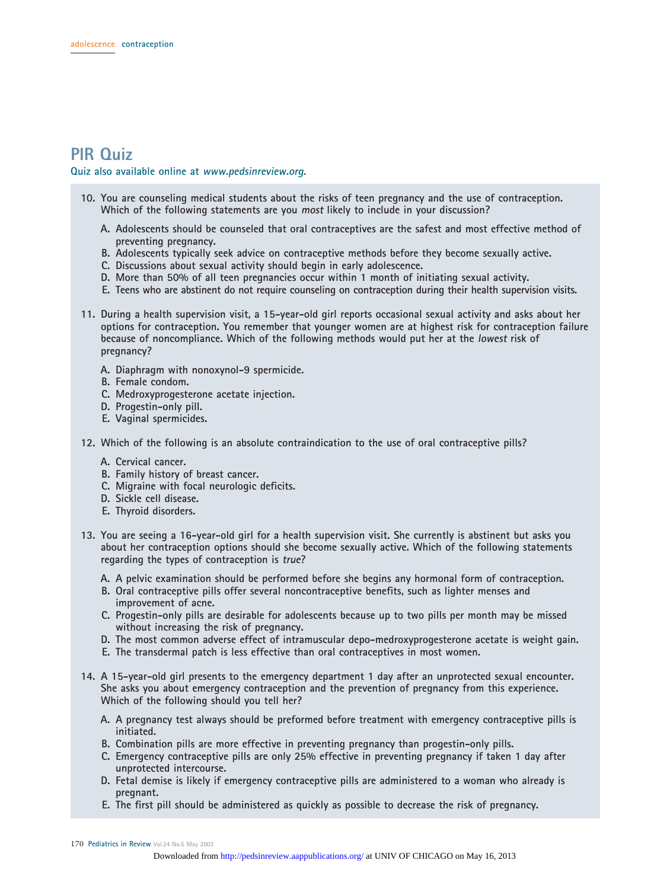# PIR Quiz

**Quiz also available online at *www.pedsinreview.org.***

10. You are counseling medical students about the risks of teen pregnancy and the use of contraception. Which of the following statements are you *most* likely to include in your discussion?

    A. Adolescents should be counseled that oral contraceptives are the safest and most effective method of preventing pregnancy.
    B. Adolescents typically seek advice on contraceptive methods before they become sexually active.
    C. Discussions about sexual activity should begin in early adolescence.
    D. More than 50% of all teen pregnancies occur within 1 month of initiating sexual activity.
    E. Teens who are abstinent do not require counseling on contraception during their health supervision visits.

11. During a health supervision visit, a 15-year-old girl reports occasional sexual activity and asks about her options for contraception. You remember that younger women are at highest risk for contraception failure because of noncompliance. Which of the following methods would put her at the *lowest* risk of pregnancy?

    A. Diaphragm with nonoxynol-9 spermicide.
    B. Female condom.
    C. Medroxyprogesterone acetate injection.
    D. Progestin-only pill.
    E. Vaginal spermicides.

12. Which of the following is an absolute contraindication to the use of oral contraceptive pills?

    A. Cervical cancer.
    B. Family history of breast cancer.
    C. Migraine with focal neurologic deficits.
    D. Sickle cell disease.
    E. Thyroid disorders.

13. You are seeing a 16-year-old girl for a health supervision visit. She currently is abstinent but asks you about her contraception options should she become sexually active. Which of the following statements regarding the types of contraception is *true*?

    A. A pelvic examination should be performed before she begins any hormonal form of contraception.
    B. Oral contraceptive pills offer several noncontraceptive benefits, such as lighter menses and improvement of acne.
    C. Progestin-only pills are desirable for adolescents because up to two pills per month may be missed without increasing the risk of pregnancy.
    D. The most common adverse effect of intramuscular depo-medroxyprogesterone acetate is weight gain.
    E. The transdermal patch is less effective than oral contraceptives in most women.

14. A 15-year-old girl presents to the emergency department 1 day after an unprotected sexual encounter. She asks you about emergency contraception and the prevention of pregnancy from this experience. Which of the following should you tell her?

    A. A pregnancy test always should be preformed before treatment with emergency contraceptive pills is initiated.
    B. Combination pills are more effective in preventing pregnancy than progestin-only pills.
    C. Emergency contraceptive pills are only 25% effective in preventing pregnancy if taken 1 day after unprotected intercourse.
    D. Fetal demise is likely if emergency contraceptive pills are administered to a woman who already is pregnant.
    E. The first pill should be administered as quickly as possible to decrease the risk of pregnancy.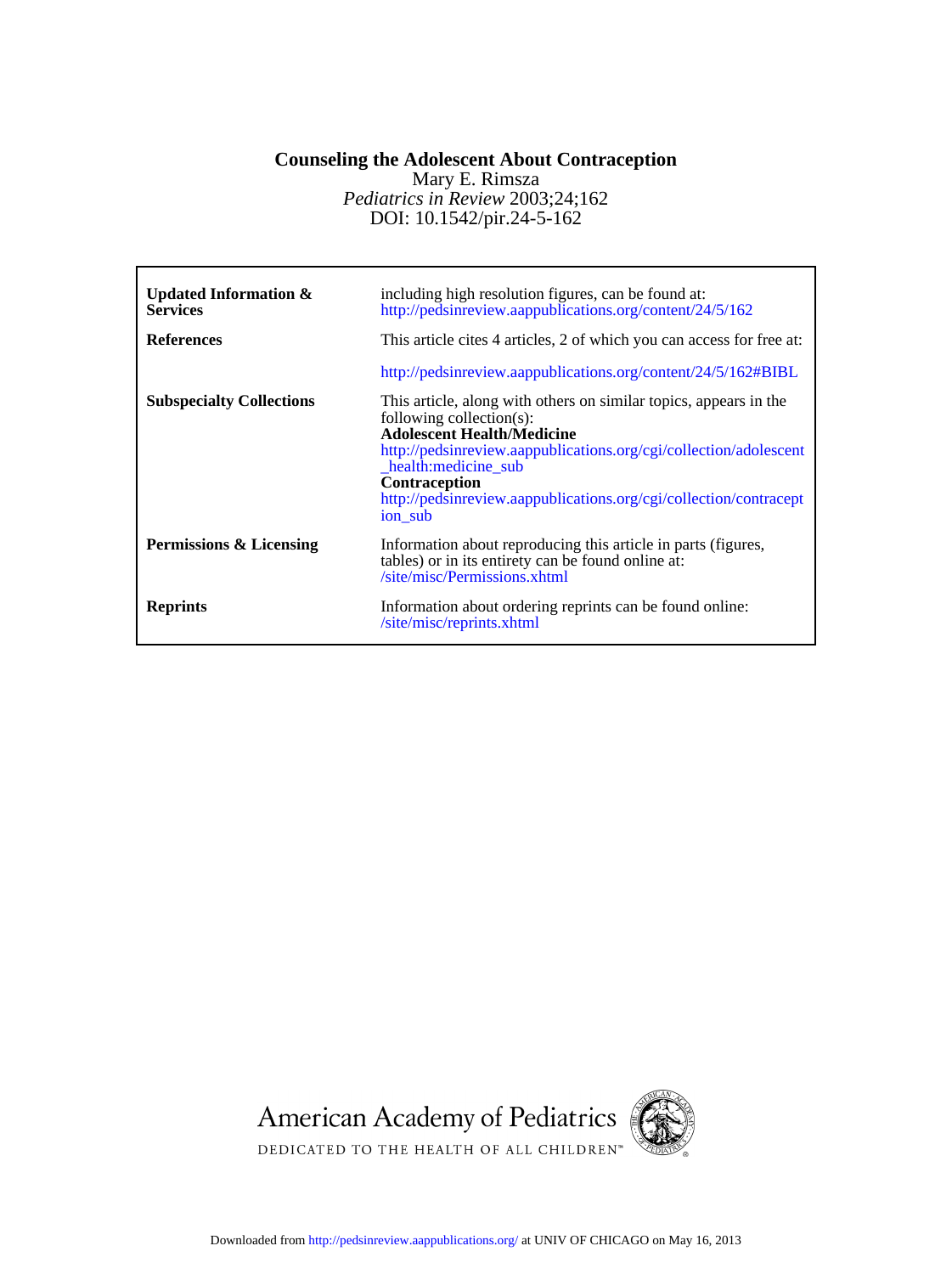# Counseling the Adolescent About Contraception

Mary E. Rimsza

*Pediatrics in Review* 2003;24;162

DOI: 10.1542/pir.24-5-162

| | |
|---|---|
| **Updated Information & Services** | including high resolution figures, can be found at: http://pedsinreview.aappublications.org/content/24/5/162 |
| **References** | This article cites 4 articles, 2 of which you can access for free at: http://pedsinreview.aappublications.org/content/24/5/162#BIBL |
| **Subspecialty Collections** | This article, along with others on similar topics, appears in the following collection(s): **Adolescent Health/Medicine** http://pedsinreview.aappublications.org/cgi/collection/adolescent_health:medicine_sub **Contraception** http://pedsinreview.aappublications.org/cgi/collection/contraception_sub |
| **Permissions & Licensing** | Information about reproducing this article in parts (figures, tables) or in its entirety can be found online at: /site/misc/Permissions.xhtml |
| **Reprints** | Information about ordering reprints can be found online: /site/misc/reprints.xhtml |

American Academy of Pediatrics

DEDICATED TO THE HEALTH OF ALL CHILDREN™

Downloaded from http://pedsinreview.aappublications.org/ at UNIV OF CHICAGO on May 16, 2013